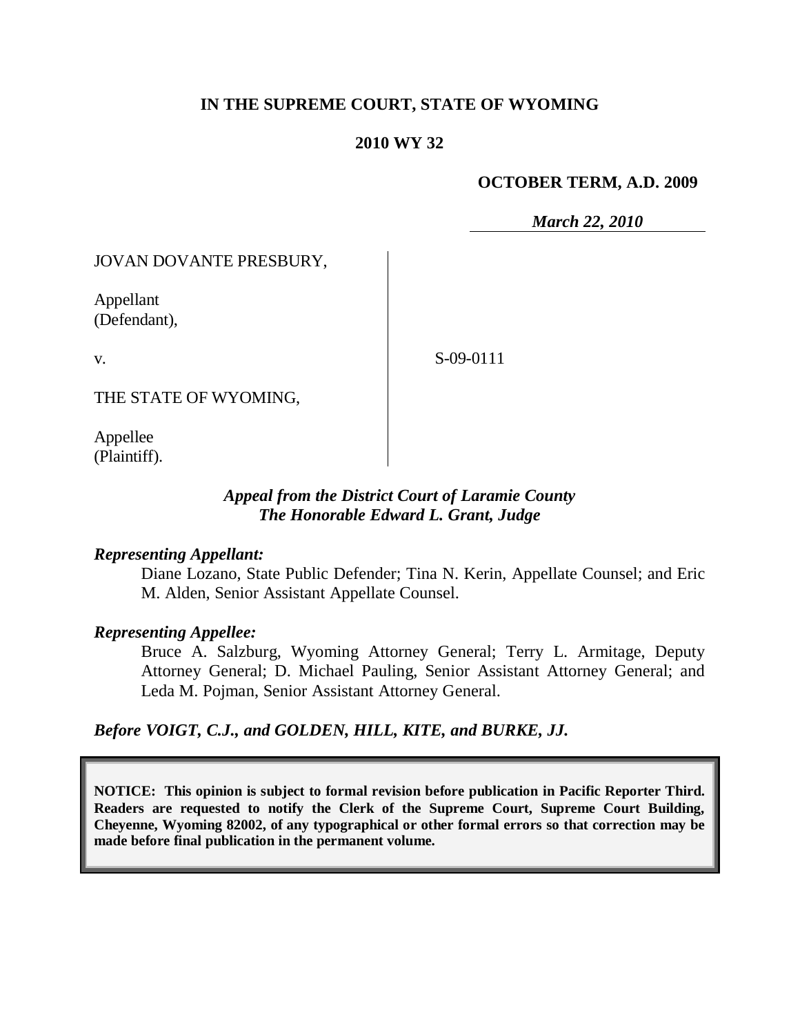**IN THE SUPREME COURT, STATE OF WYOMING**

**2010 WY 32**

**OCTOBER TERM, A.D. 2009**

***March 22, 2010***

JOVAN DOVANTE PRESBURY,

Appellant
(Defendant),

v.

S-09-0111

THE STATE OF WYOMING,

Appellee
(Plaintiff).

***Appeal from the District Court of Laramie County***
***The Honorable Edward L. Grant, Judge***

***Representing Appellant:***

Diane Lozano, State Public Defender; Tina N. Kerin, Appellate Counsel; and Eric M. Alden, Senior Assistant Appellate Counsel.

***Representing Appellee:***

Bruce A. Salzburg, Wyoming Attorney General; Terry L. Armitage, Deputy Attorney General; D. Michael Pauling, Senior Assistant Attorney General; and Leda M. Pojman, Senior Assistant Attorney General.

***Before VOIGT, C.J., and GOLDEN, HILL, KITE, and BURKE, JJ.***

**NOTICE: This opinion is subject to formal revision before publication in Pacific Reporter Third. Readers are requested to notify the Clerk of the Supreme Court, Supreme Court Building, Cheyenne, Wyoming 82002, of any typographical or other formal errors so that correction may be made before final publication in the permanent volume.**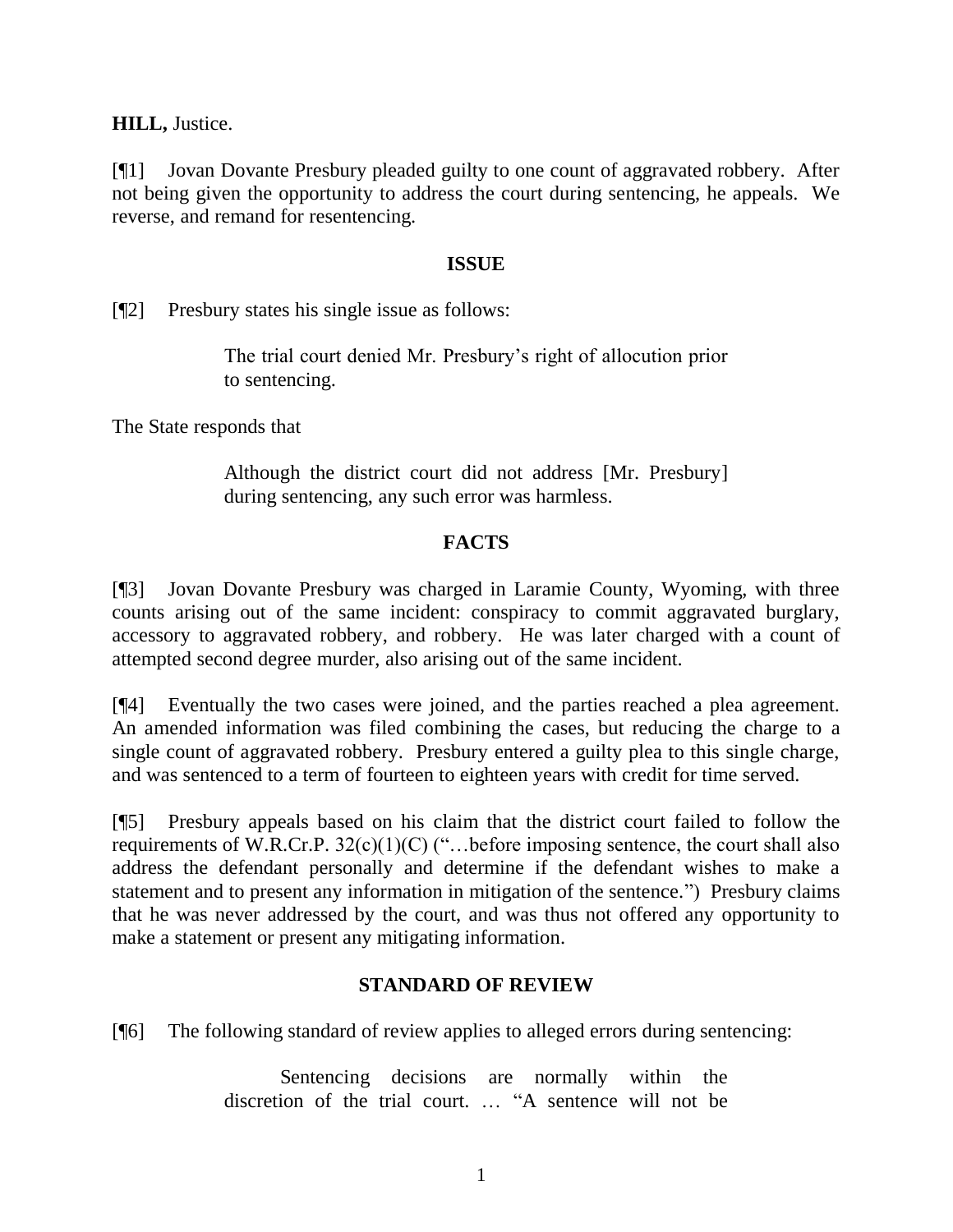**HILL,** Justice.

[¶1] Jovan Dovante Presbury pleaded guilty to one count of aggravated robbery. After not being given the opportunity to address the court during sentencing, he appeals. We reverse, and remand for resentencing.

## ISSUE

[¶2] Presbury states his single issue as follows:

> The trial court denied Mr. Presbury's right of allocution prior to sentencing.

The State responds that

> Although the district court did not address [Mr. Presbury] during sentencing, any such error was harmless.

## FACTS

[¶3] Jovan Dovante Presbury was charged in Laramie County, Wyoming, with three counts arising out of the same incident: conspiracy to commit aggravated burglary, accessory to aggravated robbery, and robbery. He was later charged with a count of attempted second degree murder, also arising out of the same incident.

[¶4] Eventually the two cases were joined, and the parties reached a plea agreement. An amended information was filed combining the cases, but reducing the charge to a single count of aggravated robbery. Presbury entered a guilty plea to this single charge, and was sentenced to a term of fourteen to eighteen years with credit for time served.

[¶5] Presbury appeals based on his claim that the district court failed to follow the requirements of W.R.Cr.P. 32(c)(1)(C) ("…before imposing sentence, the court shall also address the defendant personally and determine if the defendant wishes to make a statement and to present any information in mitigation of the sentence.") Presbury claims that he was never addressed by the court, and was thus not offered any opportunity to make a statement or present any mitigating information.

## STANDARD OF REVIEW

[¶6] The following standard of review applies to alleged errors during sentencing:

> Sentencing decisions are normally within the discretion of the trial court. … "A sentence will not be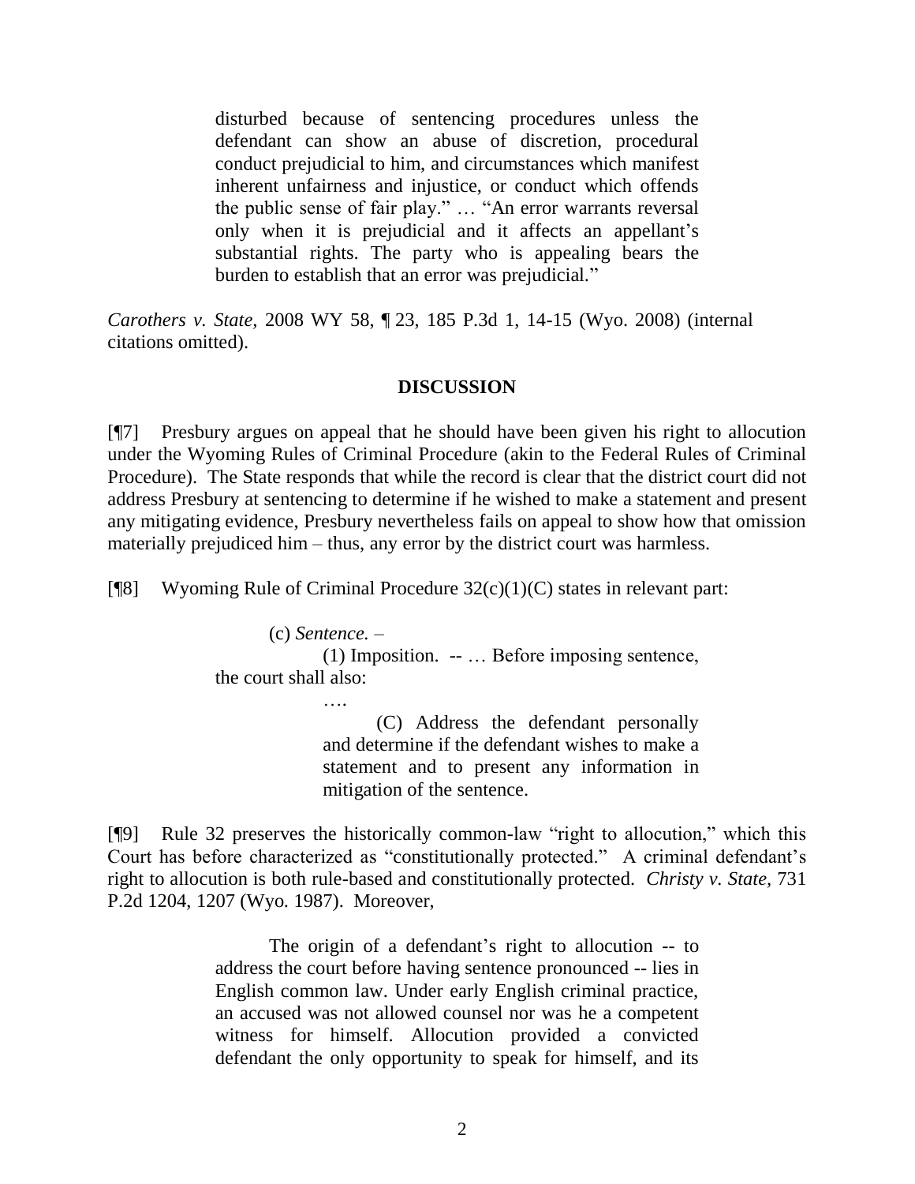> disturbed because of sentencing procedures unless the defendant can show an abuse of discretion, procedural conduct prejudicial to him, and circumstances which manifest inherent unfairness and injustice, or conduct which offends the public sense of fair play." … "An error warrants reversal only when it is prejudicial and it affects an appellant's substantial rights. The party who is appealing bears the burden to establish that an error was prejudicial."

*Carothers v. State*, 2008 WY 58, ¶ 23, 185 P.3d 1, 14-15 (Wyo. 2008) (internal citations omitted).

## DISCUSSION

[¶7] Presbury argues on appeal that he should have been given his right to allocution under the Wyoming Rules of Criminal Procedure (akin to the Federal Rules of Criminal Procedure). The State responds that while the record is clear that the district court did not address Presbury at sentencing to determine if he wished to make a statement and present any mitigating evidence, Presbury nevertheless fails on appeal to show how that omission materially prejudiced him – thus, any error by the district court was harmless.

[¶8] Wyoming Rule of Criminal Procedure 32(c)(1)(C) states in relevant part:

> (c) *Sentence.* –
>
> (1) Imposition. -- … Before imposing sentence, the court shall also:
>
> ….
>
> (C) Address the defendant personally and determine if the defendant wishes to make a statement and to present any information in mitigation of the sentence.

[¶9] Rule 32 preserves the historically common-law "right to allocution," which this Court has before characterized as "constitutionally protected." A criminal defendant's right to allocution is both rule-based and constitutionally protected. *Christy v. State,* 731 P.2d 1204, 1207 (Wyo. 1987). Moreover,

> The origin of a defendant's right to allocution -- to address the court before having sentence pronounced -- lies in English common law. Under early English criminal practice, an accused was not allowed counsel nor was he a competent witness for himself. Allocution provided a convicted defendant the only opportunity to speak for himself, and its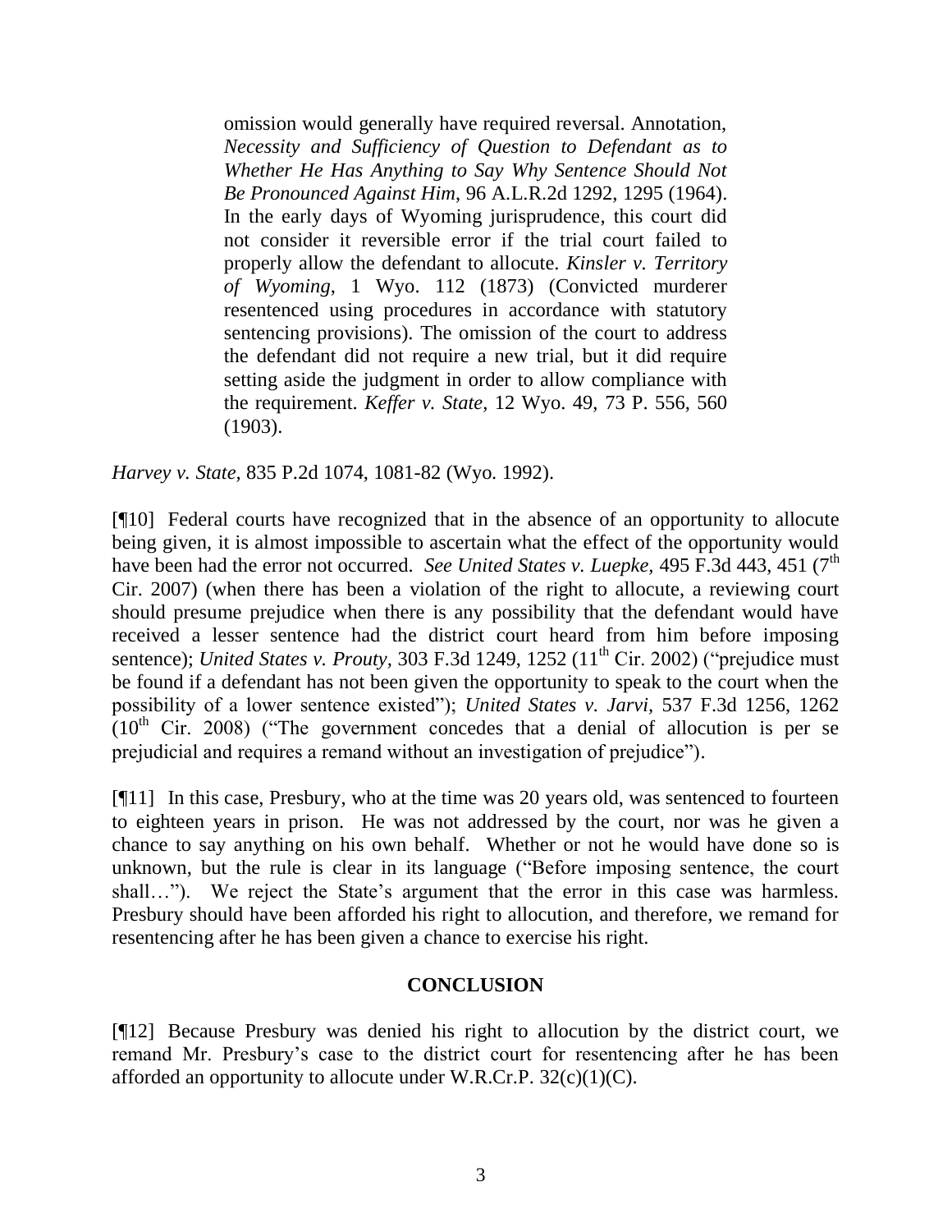> omission would generally have required reversal. Annotation, *Necessity and Sufficiency of Question to Defendant as to Whether He Has Anything to Say Why Sentence Should Not Be Pronounced Against Him*, 96 A.L.R.2d 1292, 1295 (1964). In the early days of Wyoming jurisprudence, this court did not consider it reversible error if the trial court failed to properly allow the defendant to allocute. *Kinsler v. Territory of Wyoming*, 1 Wyo. 112 (1873) (Convicted murderer resentenced using procedures in accordance with statutory sentencing provisions). The omission of the court to address the defendant did not require a new trial, but it did require setting aside the judgment in order to allow compliance with the requirement. *Keffer v. State*, 12 Wyo. 49, 73 P. 556, 560 (1903).

*Harvey v. State*, 835 P.2d 1074, 1081-82 (Wyo. 1992).

[¶10] Federal courts have recognized that in the absence of an opportunity to allocute being given, it is almost impossible to ascertain what the effect of the opportunity would have been had the error not occurred. *See United States v. Luepke*, 495 F.3d 443, 451 (7th Cir. 2007) (when there has been a violation of the right to allocute, a reviewing court should presume prejudice when there is any possibility that the defendant would have received a lesser sentence had the district court heard from him before imposing sentence); *United States v. Prouty*, 303 F.3d 1249, 1252 (11th Cir. 2002) ("prejudice must be found if a defendant has not been given the opportunity to speak to the court when the possibility of a lower sentence existed"); *United States v. Jarvi*, 537 F.3d 1256, 1262 (10th Cir. 2008) ("The government concedes that a denial of allocution is per se prejudicial and requires a remand without an investigation of prejudice").

[¶11] In this case, Presbury, who at the time was 20 years old, was sentenced to fourteen to eighteen years in prison. He was not addressed by the court, nor was he given a chance to say anything on his own behalf. Whether or not he would have done so is unknown, but the rule is clear in its language ("Before imposing sentence, the court shall…"). We reject the State's argument that the error in this case was harmless. Presbury should have been afforded his right to allocution, and therefore, we remand for resentencing after he has been given a chance to exercise his right.

## CONCLUSION

[¶12] Because Presbury was denied his right to allocution by the district court, we remand Mr. Presbury's case to the district court for resentencing after he has been afforded an opportunity to allocute under W.R.Cr.P. 32(c)(1)(C).